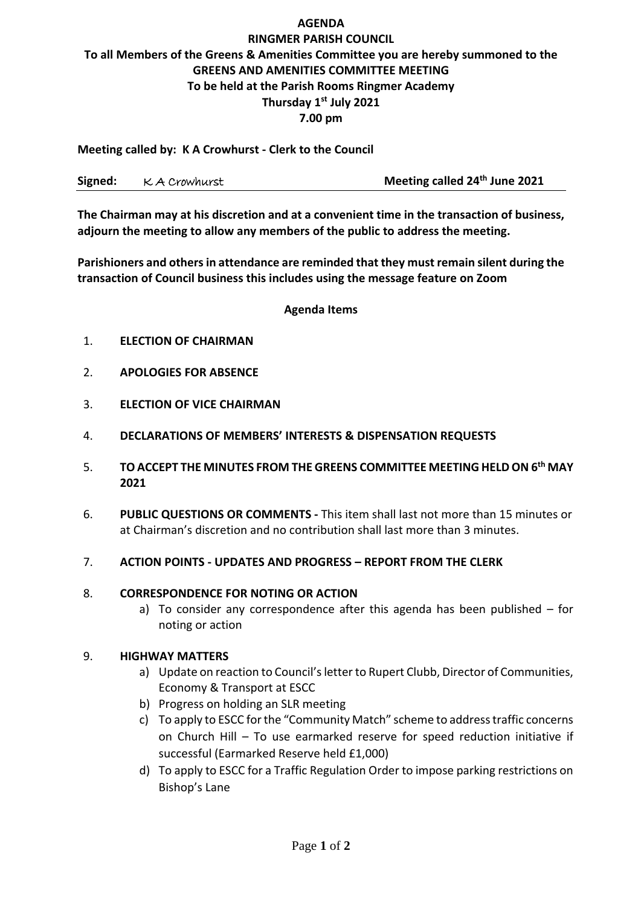# AGENDA

## RINGMER PARISH COUNCIL

**To all Members of the Greens & Amenities Committee you are hereby summoned to the**
**GREENS AND AMENITIES COMMITTEE MEETING**
**To be held at the Parish Rooms Ringmer Academy**
**Thursday 1st July 2021**
**7.00 pm**

**Meeting called by: K A Crowhurst - Clerk to the Council**

**Signed:** K A Crowhurst **Meeting called 24th June 2021**

**The Chairman may at his discretion and at a convenient time in the transaction of business, adjourn the meeting to allow any members of the public to address the meeting.**

**Parishioners and others in attendance are reminded that they must remain silent during the transaction of Council business this includes using the message feature on Zoom**

**Agenda Items**

1. **ELECTION OF CHAIRMAN**
2. **APOLOGIES FOR ABSENCE**
3. **ELECTION OF VICE CHAIRMAN**
4. **DECLARATIONS OF MEMBERS' INTERESTS & DISPENSATION REQUESTS**
5. **TO ACCEPT THE MINUTES FROM THE GREENS COMMITTEE MEETING HELD ON 6th MAY 2021**
6. **PUBLIC QUESTIONS OR COMMENTS -** This item shall last not more than 15 minutes or at Chairman's discretion and no contribution shall last more than 3 minutes.
7. **ACTION POINTS - UPDATES AND PROGRESS – REPORT FROM THE CLERK**
8. **CORRESPONDENCE FOR NOTING OR ACTION**
   a) To consider any correspondence after this agenda has been published – for noting or action
9. **HIGHWAY MATTERS**
   a) Update on reaction to Council's letter to Rupert Clubb, Director of Communities, Economy & Transport at ESCC
   b) Progress on holding an SLR meeting
   c) To apply to ESCC for the "Community Match" scheme to address traffic concerns on Church Hill – To use earmarked reserve for speed reduction initiative if successful (Earmarked Reserve held £1,000)
   d) To apply to ESCC for a Traffic Regulation Order to impose parking restrictions on Bishop's Lane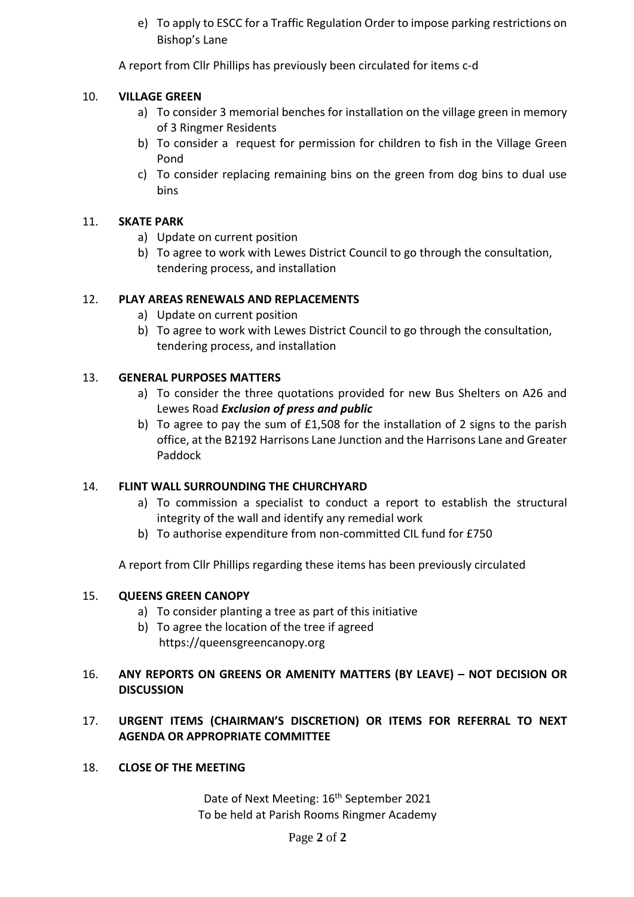e) To apply to ESCC for a Traffic Regulation Order to impose parking restrictions on Bishop's Lane

A report from Cllr Phillips has previously been circulated for items c-d

10. **VILLAGE GREEN**
    a) To consider 3 memorial benches for installation on the village green in memory of 3 Ringmer Residents
    b) To consider a request for permission for children to fish in the Village Green Pond
    c) To consider replacing remaining bins on the green from dog bins to dual use bins

11. **SKATE PARK**
    a) Update on current position
    b) To agree to work with Lewes District Council to go through the consultation, tendering process, and installation

12. **PLAY AREAS RENEWALS AND REPLACEMENTS**
    a) Update on current position
    b) To agree to work with Lewes District Council to go through the consultation, tendering process, and installation

13. **GENERAL PURPOSES MATTERS**
    a) To consider the three quotations provided for new Bus Shelters on A26 and Lewes Road ***Exclusion of press and public***
    b) To agree to pay the sum of £1,508 for the installation of 2 signs to the parish office, at the B2192 Harrisons Lane Junction and the Harrisons Lane and Greater Paddock

14. **FLINT WALL SURROUNDING THE CHURCHYARD**
    a) To commission a specialist to conduct a report to establish the structural integrity of the wall and identify any remedial work
    b) To authorise expenditure from non-committed CIL fund for £750

    A report from Cllr Phillips regarding these items has been previously circulated

15. **QUEENS GREEN CANOPY**
    a) To consider planting a tree as part of this initiative
    b) To agree the location of the tree if agreed
    https://queensgreencanopy.org

16. **ANY REPORTS ON GREENS OR AMENITY MATTERS (BY LEAVE) – NOT DECISION OR DISCUSSION**

17. **URGENT ITEMS (CHAIRMAN'S DISCRETION) OR ITEMS FOR REFERRAL TO NEXT AGENDA OR APPROPRIATE COMMITTEE**

18. **CLOSE OF THE MEETING**

Date of Next Meeting: 16th September 2021
To be held at Parish Rooms Ringmer Academy